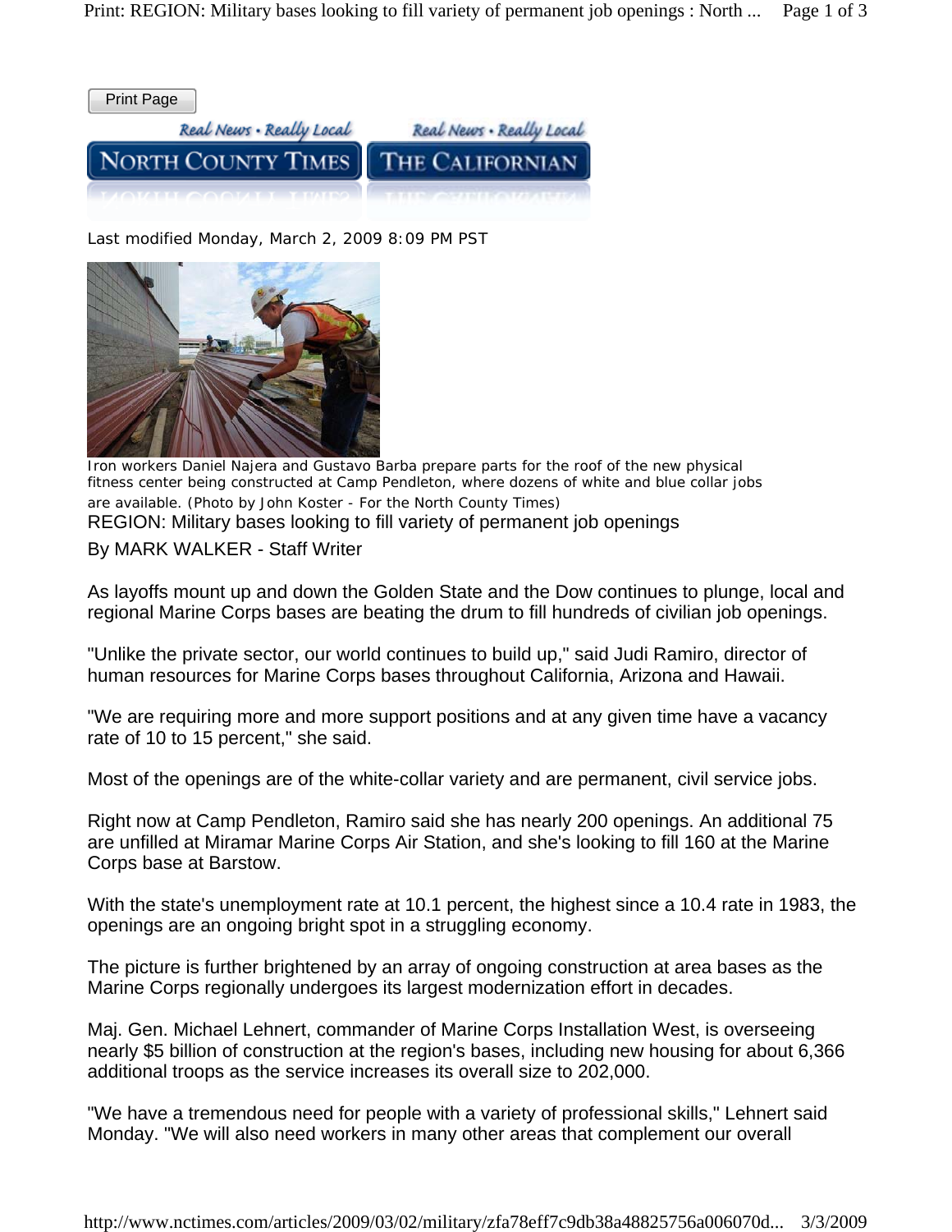Print Page

NORTH COUNTY TIMES | THE CALIFORNIAN

Last modified Monday, March 2, 2009 8:09 PM PST

Iron workers Daniel Najera and Gustavo Barba prepare parts for the roof of the new physical fitness center being constructed at Camp Pendleton, where dozens of white and blue collar jobs are available. (Photo by John Koster - For the North County Times)

# REGION: Military bases looking to fill variety of permanent job openings

By MARK WALKER - Staff Writer

As layoffs mount up and down the Golden State and the Dow continues to plunge, local and regional Marine Corps bases are beating the drum to fill hundreds of civilian job openings.

"Unlike the private sector, our world continues to build up," said Judi Ramiro, director of human resources for Marine Corps bases throughout California, Arizona and Hawaii.

"We are requiring more and more support positions and at any given time have a vacancy rate of 10 to 15 percent," she said.

Most of the openings are of the white-collar variety and are permanent, civil service jobs.

Right now at Camp Pendleton, Ramiro said she has nearly 200 openings. An additional 75 are unfilled at Miramar Marine Corps Air Station, and she's looking to fill 160 at the Marine Corps base at Barstow.

With the state's unemployment rate at 10.1 percent, the highest since a 10.4 rate in 1983, the openings are an ongoing bright spot in a struggling economy.

The picture is further brightened by an array of ongoing construction at area bases as the Marine Corps regionally undergoes its largest modernization effort in decades.

Maj. Gen. Michael Lehnert, commander of Marine Corps Installation West, is overseeing nearly $5 billion of construction at the region's bases, including new housing for about 6,366 additional troops as the service increases its overall size to 202,000.

"We have a tremendous need for people with a variety of professional skills," Lehnert said Monday. "We will also need workers in many other areas that complement our overall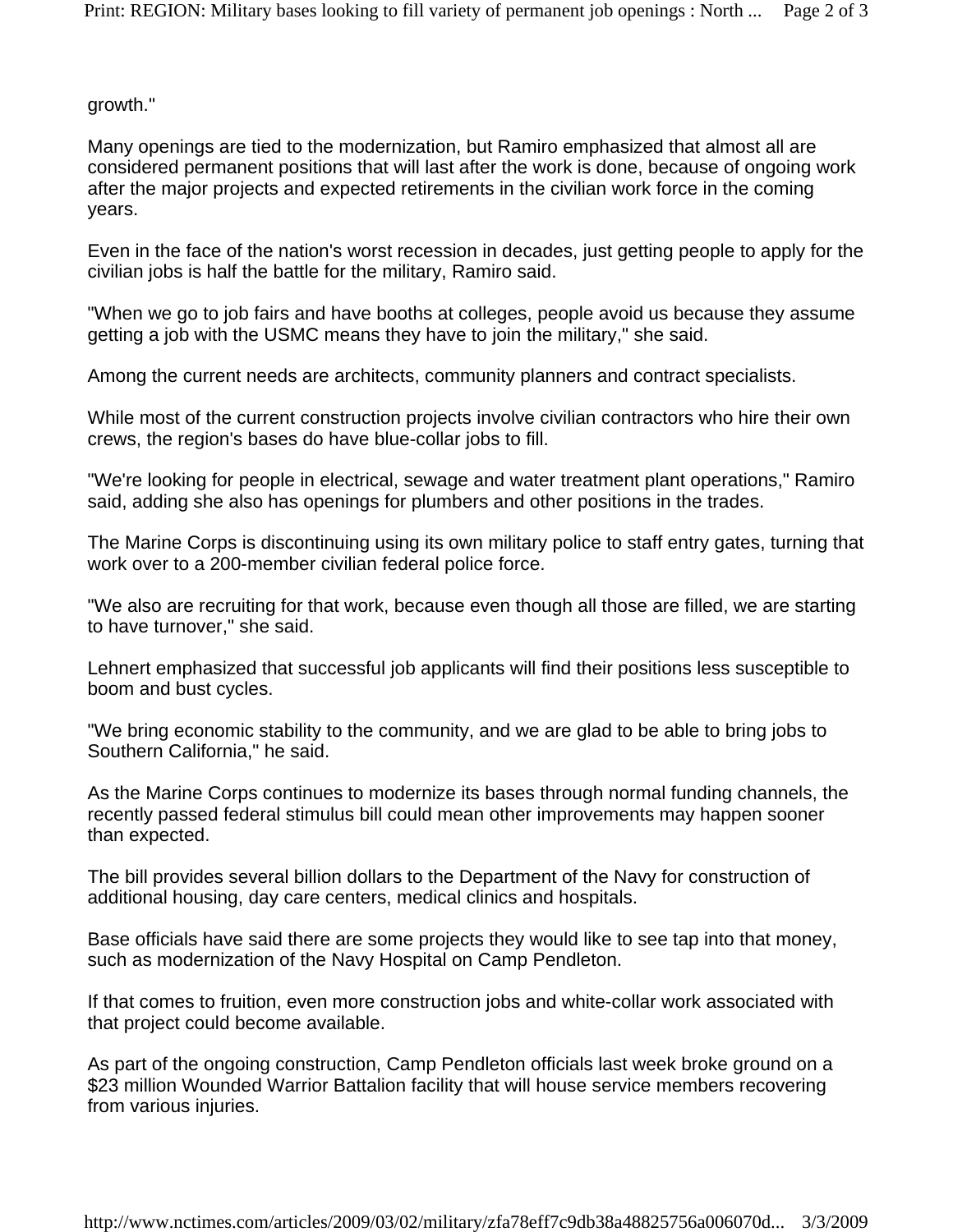growth."

Many openings are tied to the modernization, but Ramiro emphasized that almost all are considered permanent positions that will last after the work is done, because of ongoing work after the major projects and expected retirements in the civilian work force in the coming years.

Even in the face of the nation's worst recession in decades, just getting people to apply for the civilian jobs is half the battle for the military, Ramiro said.

"When we go to job fairs and have booths at colleges, people avoid us because they assume getting a job with the USMC means they have to join the military," she said.

Among the current needs are architects, community planners and contract specialists.

While most of the current construction projects involve civilian contractors who hire their own crews, the region's bases do have blue-collar jobs to fill.

"We're looking for people in electrical, sewage and water treatment plant operations," Ramiro said, adding she also has openings for plumbers and other positions in the trades.

The Marine Corps is discontinuing using its own military police to staff entry gates, turning that work over to a 200-member civilian federal police force.

"We also are recruiting for that work, because even though all those are filled, we are starting to have turnover," she said.

Lehnert emphasized that successful job applicants will find their positions less susceptible to boom and bust cycles.

"We bring economic stability to the community, and we are glad to be able to bring jobs to Southern California," he said.

As the Marine Corps continues to modernize its bases through normal funding channels, the recently passed federal stimulus bill could mean other improvements may happen sooner than expected.

The bill provides several billion dollars to the Department of the Navy for construction of additional housing, day care centers, medical clinics and hospitals.

Base officials have said there are some projects they would like to see tap into that money, such as modernization of the Navy Hospital on Camp Pendleton.

If that comes to fruition, even more construction jobs and white-collar work associated with that project could become available.

As part of the ongoing construction, Camp Pendleton officials last week broke ground on a $23 million Wounded Warrior Battalion facility that will house service members recovering from various injuries.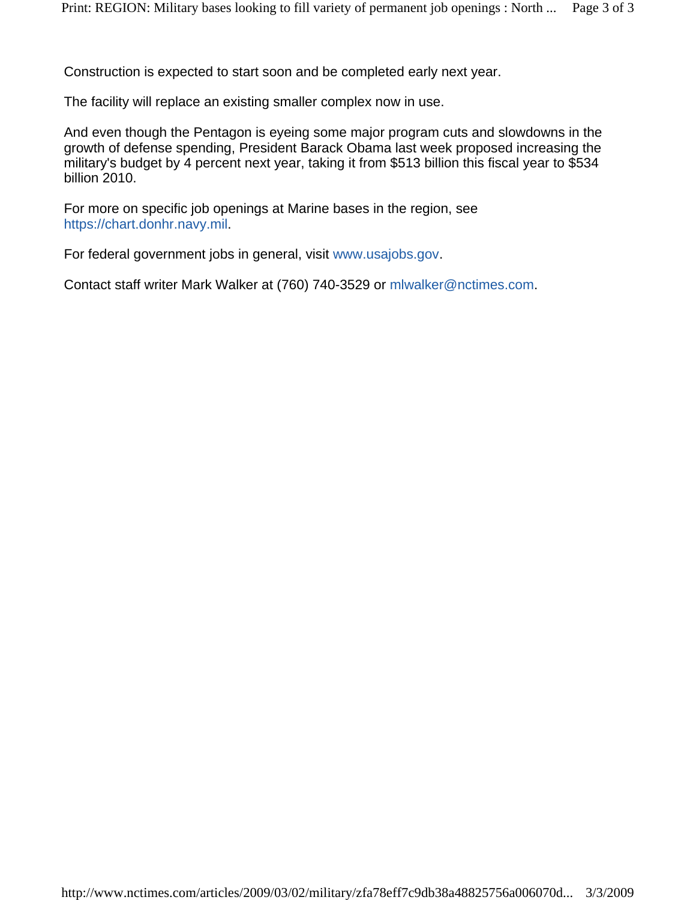Construction is expected to start soon and be completed early next year.

The facility will replace an existing smaller complex now in use.

And even though the Pentagon is eyeing some major program cuts and slowdowns in the growth of defense spending, President Barack Obama last week proposed increasing the military's budget by 4 percent next year, taking it from $513 billion this fiscal year to $534 billion 2010.

For more on specific job openings at Marine bases in the region, see https://chart.donhr.navy.mil.

For federal government jobs in general, visit www.usajobs.gov.

Contact staff writer Mark Walker at (760) 740-3529 or mlwalker@nctimes.com.